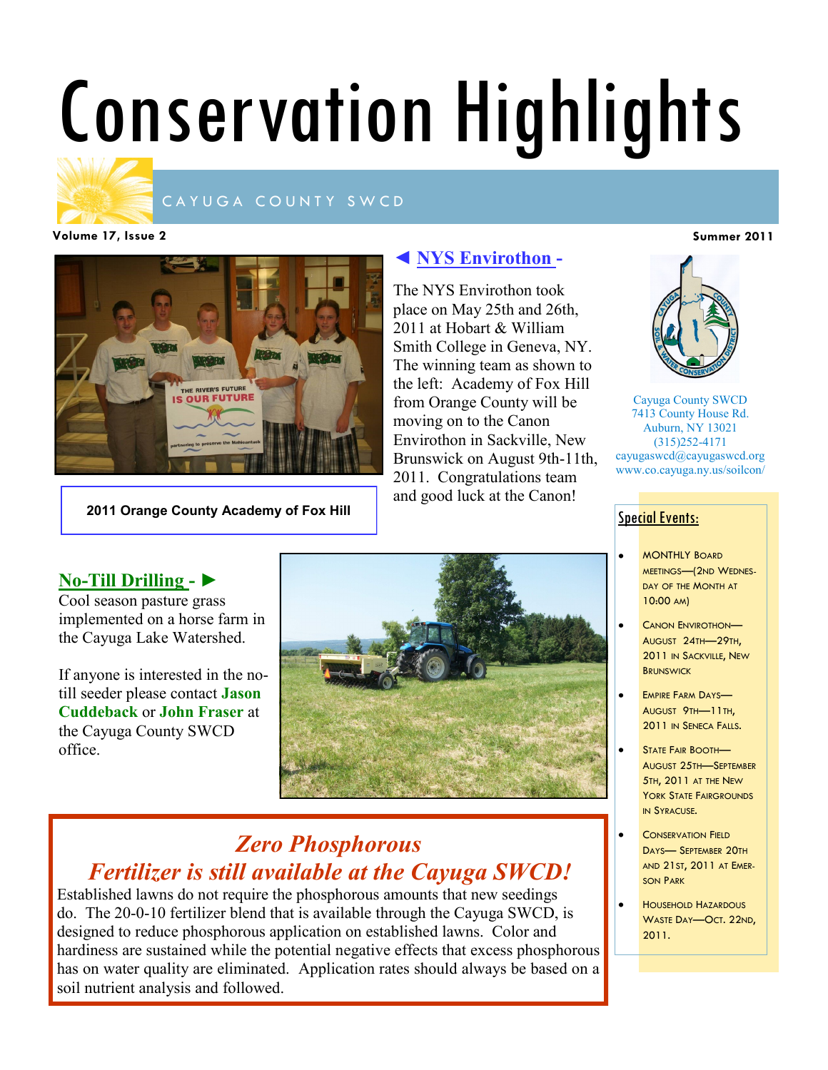# Conservation Highlights

CAYUGA COUNTY SWCD

Volume 17, Issue 2 — Summer 2011

## ◄ NYS Envirothon -

The NYS Envirothon took place on May 25th and 26th, 2011 at Hobart & William Smith College in Geneva, NY. The winning team as shown to the left: Academy of Fox Hill from Orange County will be moving on to the Canon Envirothon in Sackville, New Brunswick on August 9th-11th, 2011. Congratulations team and good luck at the Canon!

**2011 Orange County Academy of Fox Hill**

Cayuga County SWCD
7413 County House Rd.
Auburn, NY 13021
(315)252-4171
cayugaswcd@cayugaswcd.org
www.co.cayuga.ny.us/soilcon/

### Special Events:

- MONTHLY BOARD MEETINGS—(2ND WEDNESDAY OF THE MONTH AT 10:00 AM)
- CANON ENVIROTHON—AUGUST 24TH—29TH, 2011 IN SACKVILLE, NEW BRUNSWICK
- EMPIRE FARM DAYS—AUGUST 9TH—11TH, 2011 IN SENECA FALLS.
- STATE FAIR BOOTH—AUGUST 25TH—SEPTEMBER 5TH, 2011 AT THE NEW YORK STATE FAIRGROUNDS IN SYRACUSE.
- CONSERVATION FIELD DAYS— SEPTEMBER 20TH AND 21ST, 2011 AT EMERSON PARK
- HOUSEHOLD HAZARDOUS WASTE DAY—OCT. 22ND, 2011.

## No-Till Drilling - ►

Cool season pasture grass implemented on a horse farm in the Cayuga Lake Watershed.

If anyone is interested in the no-till seeder please contact **Jason Cuddeback** or **John Fraser** at the Cayuga County SWCD office.

## *Zero Phosphorous Fertilizer is still available at the Cayuga SWCD!*

Established lawns do not require the phosphorous amounts that new seedings do. The 20-0-10 fertilizer blend that is available through the Cayuga SWCD, is designed to reduce phosphorous application on established lawns. Color and hardiness are sustained while the potential negative effects that excess phosphorous has on water quality are eliminated. Application rates should always be based on a soil nutrient analysis and followed.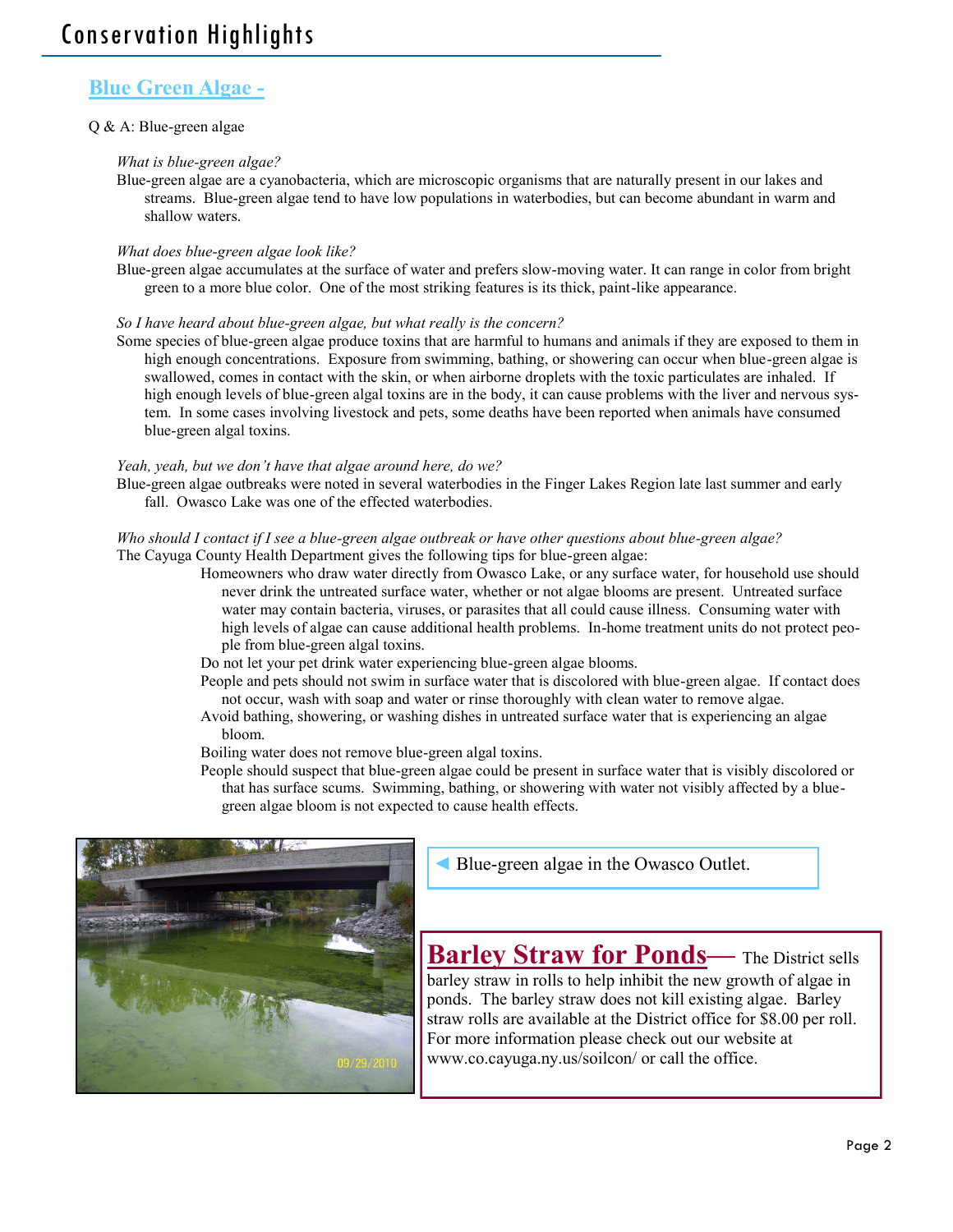# Conservation Highlights

## Blue Green Algae -

Q & A: Blue-green algae

*What is blue-green algae?*

Blue-green algae are a cyanobacteria, which are microscopic organisms that are naturally present in our lakes and streams. Blue-green algae tend to have low populations in waterbodies, but can become abundant in warm and shallow waters.

*What does blue-green algae look like?*

Blue-green algae accumulates at the surface of water and prefers slow-moving water. It can range in color from bright green to a more blue color. One of the most striking features is its thick, paint-like appearance.

*So I have heard about blue-green algae, but what really is the concern?*

Some species of blue-green algae produce toxins that are harmful to humans and animals if they are exposed to them in high enough concentrations. Exposure from swimming, bathing, or showering can occur when blue-green algae is swallowed, comes in contact with the skin, or when airborne droplets with the toxic particulates are inhaled. If high enough levels of blue-green algal toxins are in the body, it can cause problems with the liver and nervous system. In some cases involving livestock and pets, some deaths have been reported when animals have consumed blue-green algal toxins.

*Yeah, yeah, but we don't have that algae around here, do we?*

Blue-green algae outbreaks were noted in several waterbodies in the Finger Lakes Region late last summer and early fall. Owasco Lake was one of the effected waterbodies.

*Who should I contact if I see a blue-green algae outbreak or have other questions about blue-green algae?*

The Cayuga County Health Department gives the following tips for blue-green algae:

- Homeowners who draw water directly from Owasco Lake, or any surface water, for household use should never drink the untreated surface water, whether or not algae blooms are present. Untreated surface water may contain bacteria, viruses, or parasites that all could cause illness. Consuming water with high levels of algae can cause additional health problems. In-home treatment units do not protect people from blue-green algal toxins.
- Do not let your pet drink water experiencing blue-green algae blooms.
- People and pets should not swim in surface water that is discolored with blue-green algae. If contact does not occur, wash with soap and water or rinse thoroughly with clean water to remove algae.
- Avoid bathing, showering, or washing dishes in untreated surface water that is experiencing an algae bloom.
- Boiling water does not remove blue-green algal toxins.
- People should suspect that blue-green algae could be present in surface water that is visibly discolored or that has surface scums. Swimming, bathing, or showering with water not visibly affected by a blue-green algae bloom is not expected to cause health effects.

◄ Blue-green algae in the Owasco Outlet.

**Barley Straw for Ponds—** The District sells barley straw in rolls to help inhibit the new growth of algae in ponds. The barley straw does not kill existing algae. Barley straw rolls are available at the District office for $8.00 per roll. For more information please check out our website at www.co.cayuga.ny.us/soilcon/ or call the office.